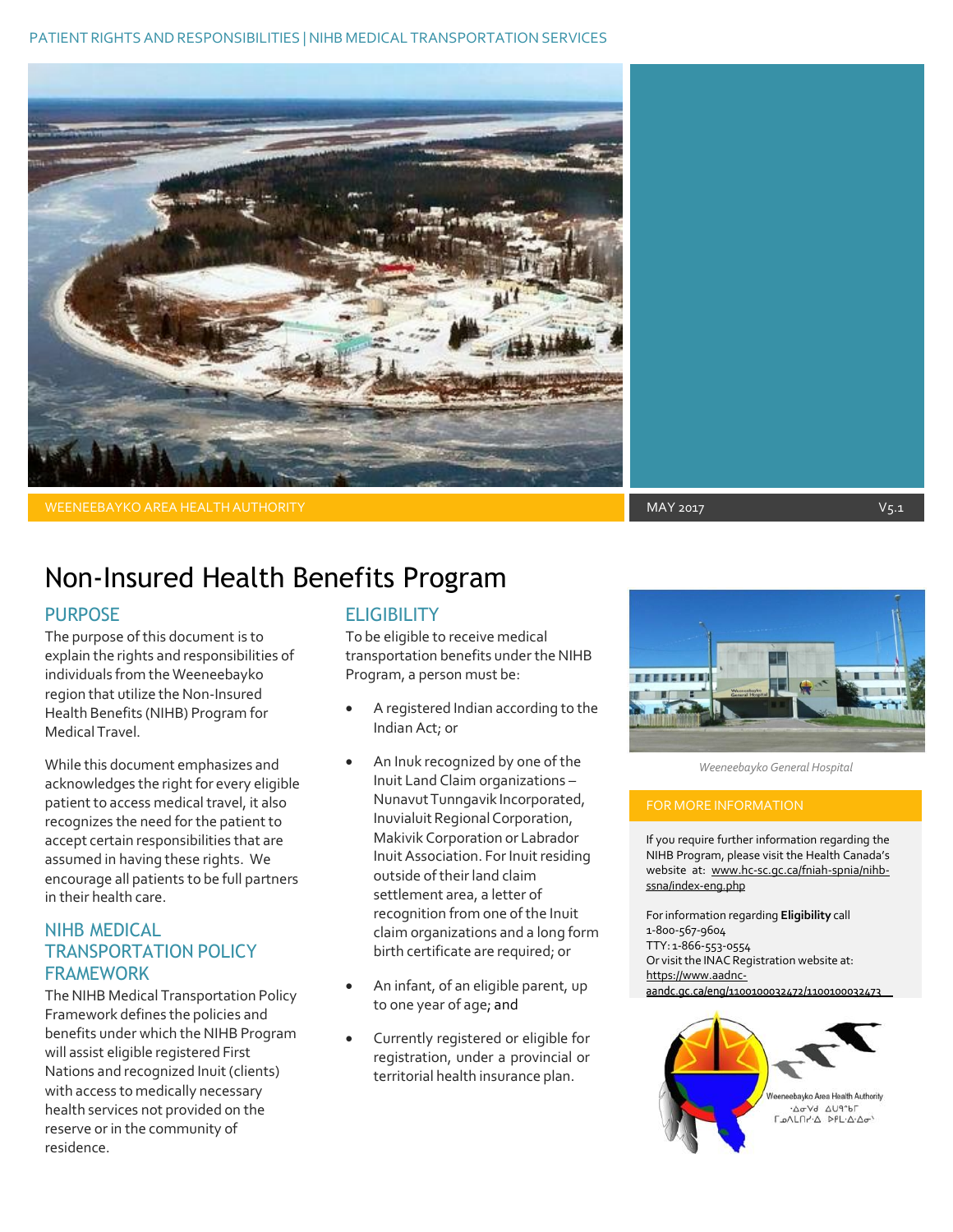WEENEEBAYKO AREA HEALTH AUTHORITY

MAY 2017 V5.1

# Non-Insured Health Benefits Program

## PURPOSE

The purpose of this document is to explain the rights and responsibilities of individuals from the Weeneebayko region that utilize the Non-Insured Health Benefits (NIHB) Program for Medical Travel.

While this document emphasizes and acknowledges the right for every eligible patient to access medical travel, it also recognizes the need for the patient to accept certain responsibilities that are assumed in having these rights. We encourage all patients to be full partners in their health care.

## NIHB MEDICAL TRANSPORTATION POLICY FRAMEWORK

The NIHB Medical Transportation Policy Framework defines the policies and benefits under which the NIHB Program will assist eligible registered First Nations and recognized Inuit (clients) with access to medically necessary health services not provided on the reserve or in the community of residence.

## ELIGIBILITY

To be eligible to receive medical transportation benefits under the NIHB Program, a person must be:

- A registered Indian according to the Indian Act; or
- An Inuk recognized by one of the Inuit Land Claim organizations – Nunavut Tunngavik Incorporated, Inuvialuit Regional Corporation, Makivik Corporation or Labrador Inuit Association. For Inuit residing outside of their land claim settlement area, a letter of recognition from one of the Inuit claim organizations and a long form birth certificate are required; or
- An infant, of an eligible parent, up to one year of age; and
- Currently registered or eligible for registration, under a provincial or territorial health insurance plan.

*Weeneebayko General Hospital*

## FOR MORE INFORMATION

If you require further information regarding the NIHB Program, please visit the Health Canada's website at: www.hc-sc.gc.ca/fniah-spnia/nihb-ssna/index-eng.php

For information regarding **Eligibility** call 1-800-567-9604
TTY: 1-866-553-0554
Or visit the INAC Registration website at: https://www.aadnc-aandc.gc.ca/eng/1100100032472/1100100032473

Weeneebayko Area Health Authority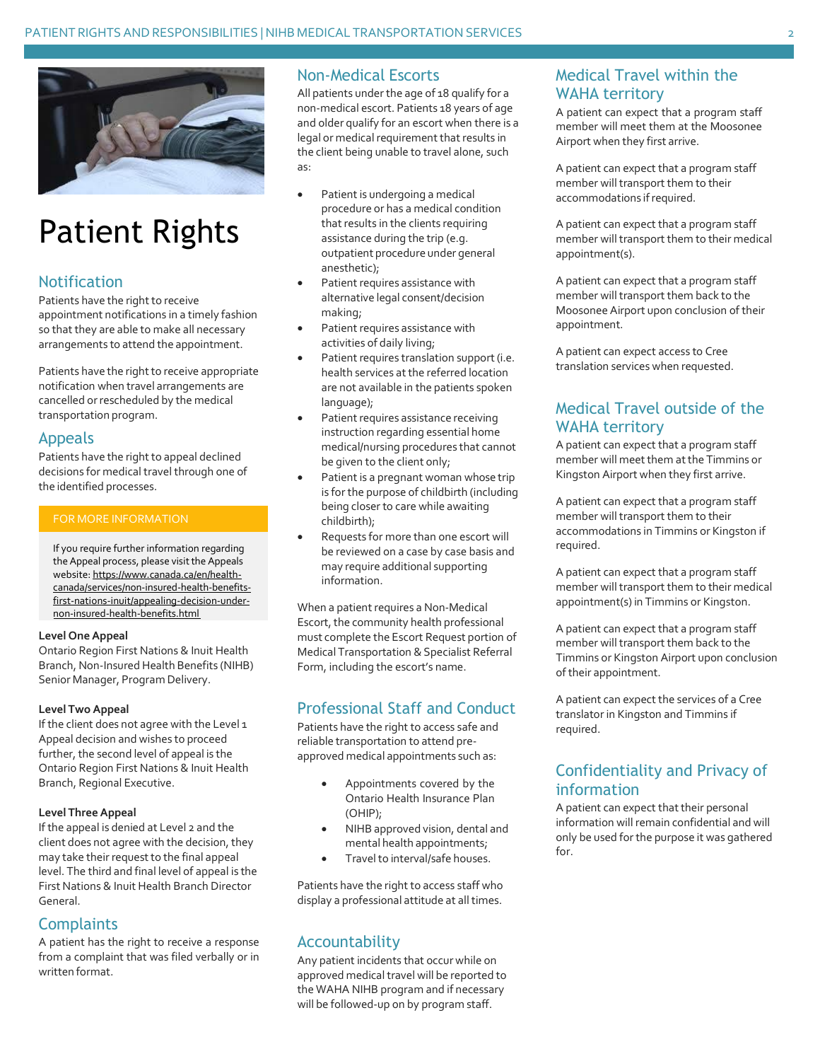# Patient Rights

## Notification

Patients have the right to receive appointment notifications in a timely fashion so that they are able to make all necessary arrangements to attend the appointment.

Patients have the right to receive appropriate notification when travel arrangements are cancelled or rescheduled by the medical transportation program.

## Appeals

Patients have the right to appeal declined decisions for medical travel through one of the identified processes.

**FOR MORE INFORMATION**

If you require further information regarding the Appeal process, please visit the Appeals website: https://www.canada.ca/en/health-canada/services/non-insured-health-benefits-first-nations-inuit/appealing-decision-under-non-insured-health-benefits.html

**Level One Appeal**
Ontario Region First Nations & Inuit Health Branch, Non-Insured Health Benefits (NIHB) Senior Manager, Program Delivery.

**Level Two Appeal**
If the client does not agree with the Level 1 Appeal decision and wishes to proceed further, the second level of appeal is the Ontario Region First Nations & Inuit Health Branch, Regional Executive.

**Level Three Appeal**
If the appeal is denied at Level 2 and the client does not agree with the decision, they may take their request to the final appeal level. The third and final level of appeal is the First Nations & Inuit Health Branch Director General.

## Complaints

A patient has the right to receive a response from a complaint that was filed verbally or in written format.

## Non-Medical Escorts

All patients under the age of 18 qualify for a non-medical escort. Patients 18 years of age and older qualify for an escort when there is a legal or medical requirement that results in the client being unable to travel alone, such as:

- Patient is undergoing a medical procedure or has a medical condition that results in the clients requiring assistance during the trip (e.g. outpatient procedure under general anesthetic);
- Patient requires assistance with alternative legal consent/decision making;
- Patient requires assistance with activities of daily living;
- Patient requires translation support (i.e. health services at the referred location are not available in the patients spoken language);
- Patient requires assistance receiving instruction regarding essential home medical/nursing procedures that cannot be given to the client only;
- Patient is a pregnant woman whose trip is for the purpose of childbirth (including being closer to care while awaiting childbirth);
- Requests for more than one escort will be reviewed on a case by case basis and may require additional supporting information.

When a patient requires a Non-Medical Escort, the community health professional must complete the Escort Request portion of Medical Transportation & Specialist Referral Form, including the escort's name.

## Professional Staff and Conduct

Patients have the right to access safe and reliable transportation to attend pre-approved medical appointments such as:

- Appointments covered by the Ontario Health Insurance Plan (OHIP);
- NIHB approved vision, dental and mental health appointments;
- Travel to interval/safe houses.

Patients have the right to access staff who display a professional attitude at all times.

## Accountability

Any patient incidents that occur while on approved medical travel will be reported to the WAHA NIHB program and if necessary will be followed-up on by program staff.

## Medical Travel within the WAHA territory

A patient can expect that a program staff member will meet them at the Moosonee Airport when they first arrive.

A patient can expect that a program staff member will transport them to their accommodations if required.

A patient can expect that a program staff member will transport them to their medical appointment(s).

A patient can expect that a program staff member will transport them back to the Moosonee Airport upon conclusion of their appointment.

A patient can expect access to Cree translation services when requested.

## Medical Travel outside of the WAHA territory

A patient can expect that a program staff member will meet them at the Timmins or Kingston Airport when they first arrive.

A patient can expect that a program staff member will transport them to their accommodations in Timmins or Kingston if required.

A patient can expect that a program staff member will transport them to their medical appointment(s) in Timmins or Kingston.

A patient can expect that a program staff member will transport them back to the Timmins or Kingston Airport upon conclusion of their appointment.

A patient can expect the services of a Cree translator in Kingston and Timmins if required.

## Confidentiality and Privacy of information

A patient can expect that their personal information will remain confidential and will only be used for the purpose it was gathered for.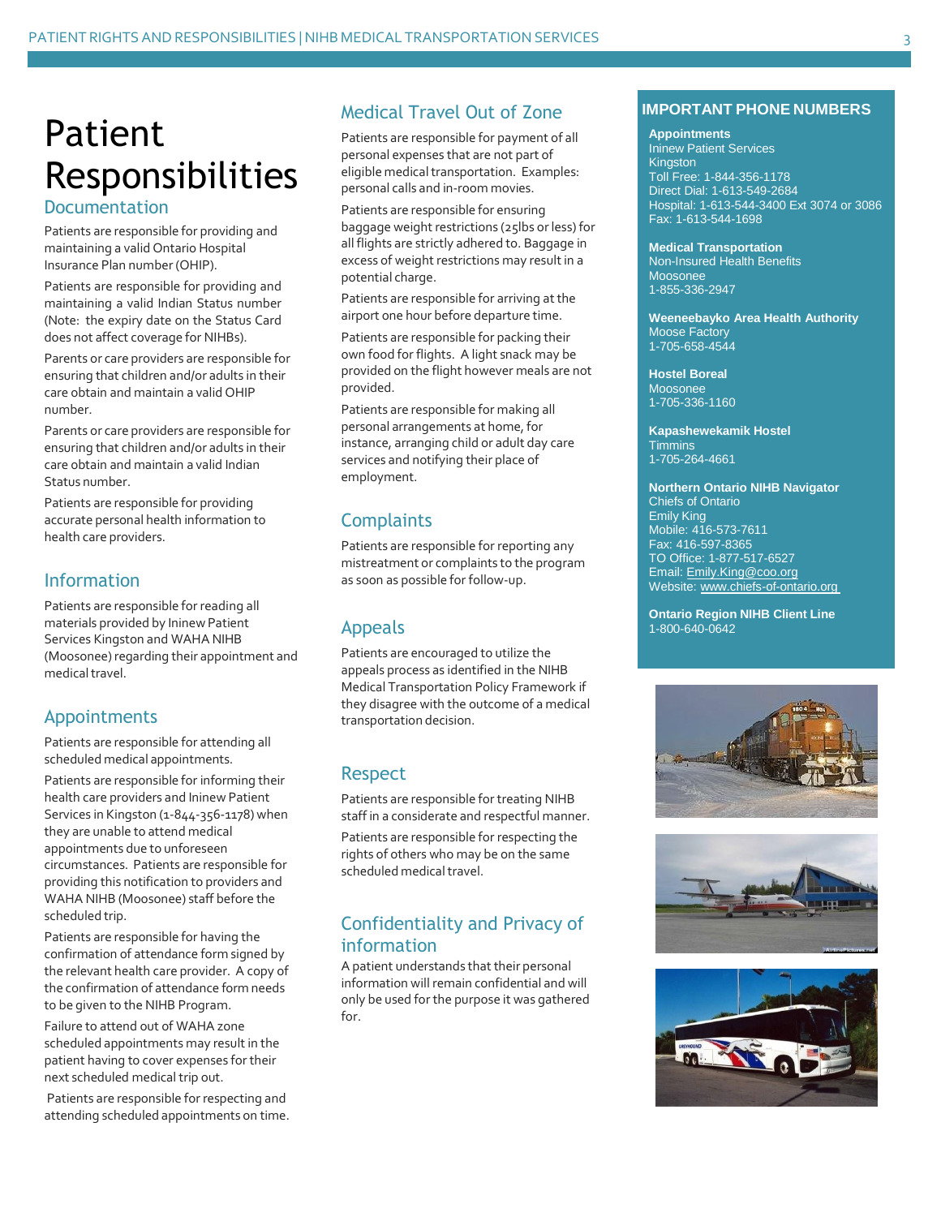# Patient Responsibilities

## Documentation

Patients are responsible for providing and maintaining a valid Ontario Hospital Insurance Plan number (OHIP).

Patients are responsible for providing and maintaining a valid Indian Status number (Note: the expiry date on the Status Card does not affect coverage for NIHBs).

Parents or care providers are responsible for ensuring that children and/or adults in their care obtain and maintain a valid OHIP number.

Parents or care providers are responsible for ensuring that children and/or adults in their care obtain and maintain a valid Indian Status number.

Patients are responsible for providing accurate personal health information to health care providers.

## Information

Patients are responsible for reading all materials provided by Ininew Patient Services Kingston and WAHA NIHB (Moosonee) regarding their appointment and medical travel.

## Appointments

Patients are responsible for attending all scheduled medical appointments.

Patients are responsible for informing their health care providers and Ininew Patient Services in Kingston (1-844-356-1178) when they are unable to attend medical appointments due to unforeseen circumstances. Patients are responsible for providing this notification to providers and WAHA NIHB (Moosonee) staff before the scheduled trip.

Patients are responsible for having the confirmation of attendance form signed by the relevant health care provider. A copy of the confirmation of attendance form needs to be given to the NIHB Program.

Failure to attend out of WAHA zone scheduled appointments may result in the patient having to cover expenses for their next scheduled medical trip out.

Patients are responsible for respecting and attending scheduled appointments on time.

## Medical Travel Out of Zone

Patients are responsible for payment of all personal expenses that are not part of eligible medical transportation. Examples: personal calls and in-room movies.

Patients are responsible for ensuring baggage weight restrictions (25lbs or less) for all flights are strictly adhered to. Baggage in excess of weight restrictions may result in a potential charge.

Patients are responsible for arriving at the airport one hour before departure time.

Patients are responsible for packing their own food for flights. A light snack may be provided on the flight however meals are not provided.

Patients are responsible for making all personal arrangements at home, for instance, arranging child or adult day care services and notifying their place of employment.

## Complaints

Patients are responsible for reporting any mistreatment or complaints to the program as soon as possible for follow-up.

## Appeals

Patients are encouraged to utilize the appeals process as identified in the NIHB Medical Transportation Policy Framework if they disagree with the outcome of a medical transportation decision.

## Respect

Patients are responsible for treating NIHB staff in a considerate and respectful manner.

Patients are responsible for respecting the rights of others who may be on the same scheduled medical travel.

## Confidentiality and Privacy of information

A patient understands that their personal information will remain confidential and will only be used for the purpose it was gathered for.

## IMPORTANT PHONE NUMBERS

**Appointments**
Ininew Patient Services
Kingston
Toll Free: 1-844-356-1178
Direct Dial: 1-613-549-2684
Hospital: 1-613-544-3400 Ext 3074 or 3086
Fax: 1-613-544-1698

**Medical Transportation**
Non-Insured Health Benefits
Moosonee
1-855-336-2947

**Weeneebayko Area Health Authority**
Moose Factory
1-705-658-4544

**Hostel Boreal**
Moosonee
1-705-336-1160

**Kapashewekamik Hostel**
Timmins
1-705-264-4661

**Northern Ontario NIHB Navigator**
Chiefs of Ontario
Emily King
Mobile: 416-573-7611
Fax: 416-597-8365
TO Office: 1-877-517-6527
Email: Emily.King@coo.org
Website: www.chiefs-of-ontario.org

**Ontario Region NIHB Client Line**
1-800-640-0642